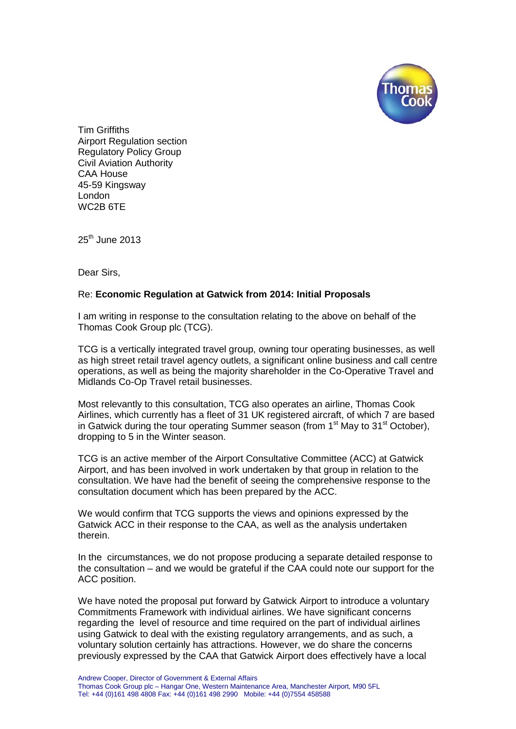Tim Griffiths
Airport Regulation section
Regulatory Policy Group
Civil Aviation Authority
CAA House
45-59 Kingsway
London
WC2B 6TE

25th June 2013

Dear Sirs,

Re: **Economic Regulation at Gatwick from 2014: Initial Proposals**

I am writing in response to the consultation relating to the above on behalf of the Thomas Cook Group plc (TCG).

TCG is a vertically integrated travel group, owning tour operating businesses, as well as high street retail travel agency outlets, a significant online business and call centre operations, as well as being the majority shareholder in the Co-Operative Travel and Midlands Co-Op Travel retail businesses.

Most relevantly to this consultation, TCG also operates an airline, Thomas Cook Airlines, which currently has a fleet of 31 UK registered aircraft, of which 7 are based in Gatwick during the tour operating Summer season (from 1st May to 31st October), dropping to 5 in the Winter season.

TCG is an active member of the Airport Consultative Committee (ACC) at Gatwick Airport, and has been involved in work undertaken by that group in relation to the consultation. We have had the benefit of seeing the comprehensive response to the consultation document which has been prepared by the ACC.

We would confirm that TCG supports the views and opinions expressed by the Gatwick ACC in their response to the CAA, as well as the analysis undertaken therein.

In the circumstances, we do not propose producing a separate detailed response to the consultation – and we would be grateful if the CAA could note our support for the ACC position.

We have noted the proposal put forward by Gatwick Airport to introduce a voluntary Commitments Framework with individual airlines. We have significant concerns regarding the level of resource and time required on the part of individual airlines using Gatwick to deal with the existing regulatory arrangements, and as such, a voluntary solution certainly has attractions. However, we do share the concerns previously expressed by the CAA that Gatwick Airport does effectively have a local

Andrew Cooper, Director of Government & External Affairs
Thomas Cook Group plc – Hangar One, Western Maintenance Area, Manchester Airport, M90 5FL
Tel: +44 (0)161 498 4808 Fax: +44 (0)161 498 2990 Mobile: +44 (0)7554 458588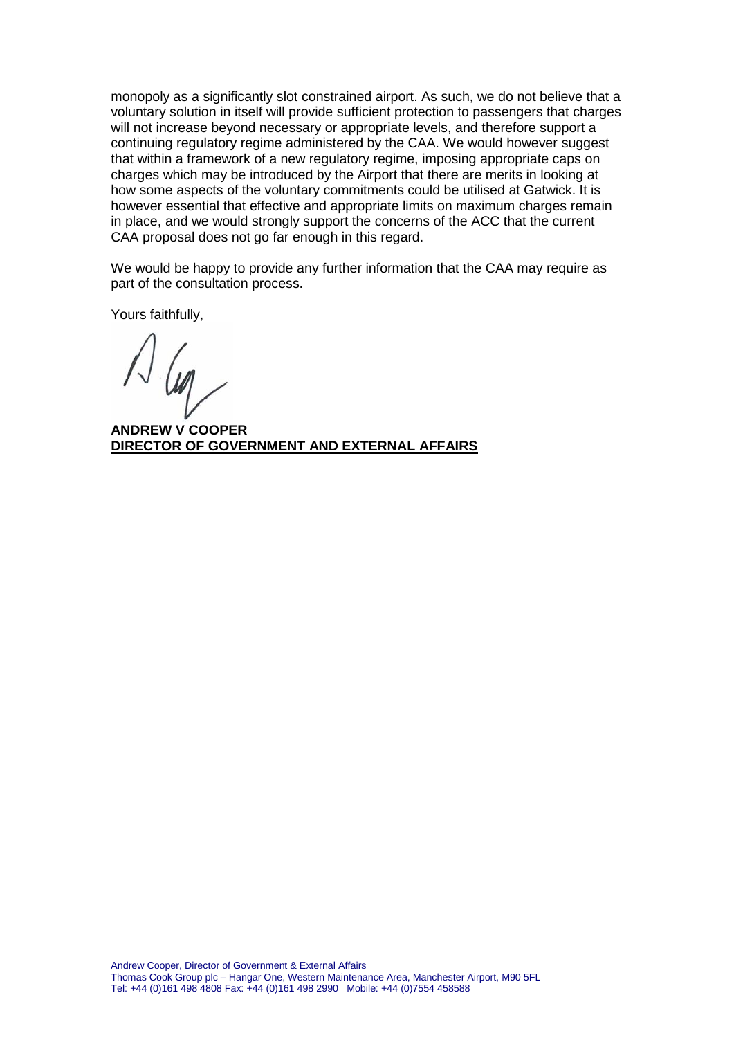monopoly as a significantly slot constrained airport. As such, we do not believe that a voluntary solution in itself will provide sufficient protection to passengers that charges will not increase beyond necessary or appropriate levels, and therefore support a continuing regulatory regime administered by the CAA. We would however suggest that within a framework of a new regulatory regime, imposing appropriate caps on charges which may be introduced by the Airport that there are merits in looking at how some aspects of the voluntary commitments could be utilised at Gatwick. It is however essential that effective and appropriate limits on maximum charges remain in place, and we would strongly support the concerns of the ACC that the current CAA proposal does not go far enough in this regard.

We would be happy to provide any further information that the CAA may require as part of the consultation process.

Yours faithfully,

**ANDREW V COOPER**
**DIRECTOR OF GOVERNMENT AND EXTERNAL AFFAIRS**

Andrew Cooper, Director of Government & External Affairs
Thomas Cook Group plc – Hangar One, Western Maintenance Area, Manchester Airport, M90 5FL
Tel: +44 (0)161 498 4808 Fax: +44 (0)161 498 2990 Mobile: +44 (0)7554 458588